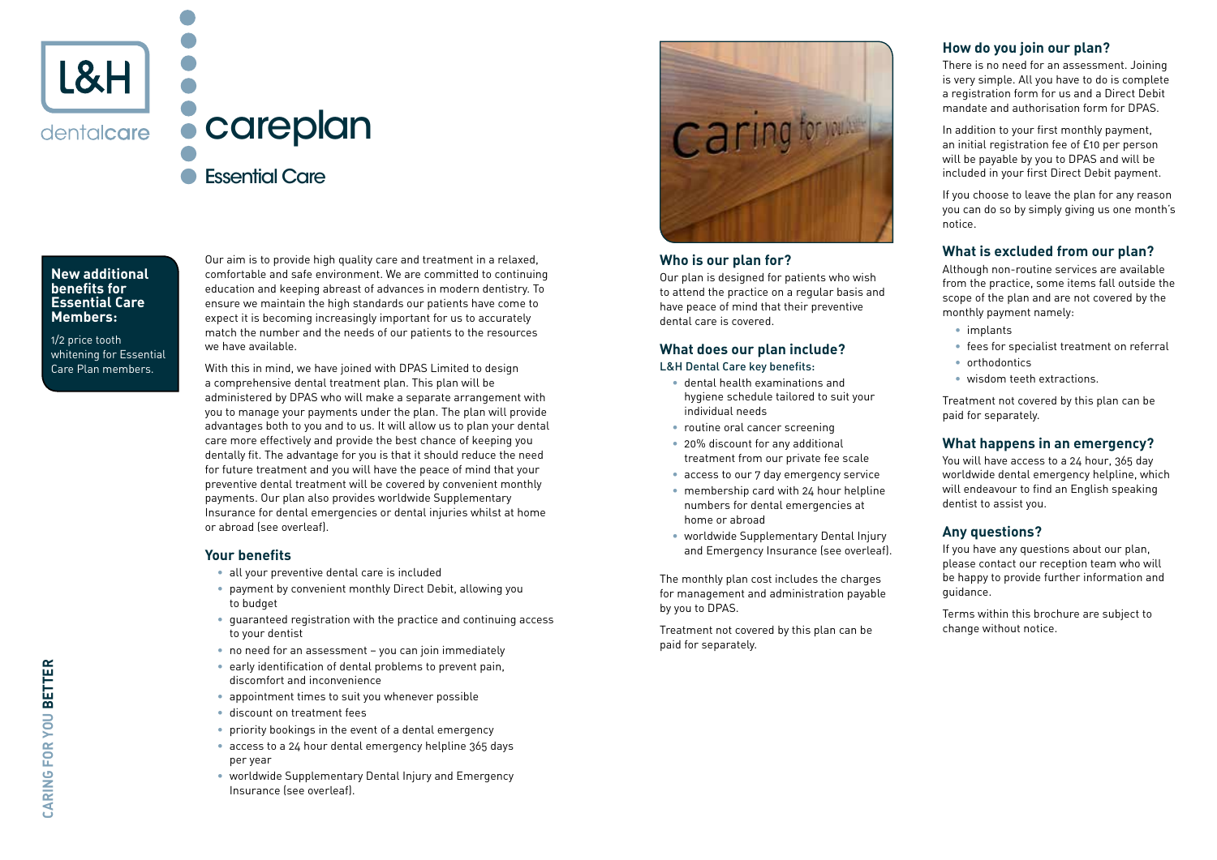L&H dentalcare

# careplan

## Essential Care

**New additional benefits for Essential Care Members:**

1/2 price tooth whitening for Essential Care Plan members.

Our aim is to provide high quality care and treatment in a relaxed, comfortable and safe environment. We are committed to continuing education and keeping abreast of advances in modern dentistry. To ensure we maintain the high standards our patients have come to expect it is becoming increasingly important for us to accurately match the number and the needs of our patients to the resources we have available.

With this in mind, we have joined with DPAS Limited to design a comprehensive dental treatment plan. This plan will be administered by DPAS who will make a separate arrangement with you to manage your payments under the plan. The plan will provide advantages both to you and to us. It will allow us to plan your dental care more effectively and provide the best chance of keeping you dentally fit. The advantage for you is that it should reduce the need for future treatment and you will have the peace of mind that your preventive dental treatment will be covered by convenient monthly payments. Our plan also provides worldwide Supplementary Insurance for dental emergencies or dental injuries whilst at home or abroad (see overleaf).

### Your benefits

- all your preventive dental care is included
- payment by convenient monthly Direct Debit, allowing you to budget
- guaranteed registration with the practice and continuing access to your dentist
- no need for an assessment – you can join immediately
- early identification of dental problems to prevent pain, discomfort and inconvenience
- appointment times to suit you whenever possible
- discount on treatment fees
- priority bookings in the event of a dental emergency
- access to a 24 hour dental emergency helpline 365 days per year
- worldwide Supplementary Dental Injury and Emergency Insurance (see overleaf).

### Who is our plan for?

Our plan is designed for patients who wish to attend the practice on a regular basis and have peace of mind that their preventive dental care is covered.

### What does our plan include?

L&H Dental Care key benefits:

- dental health examinations and hygiene schedule tailored to suit your individual needs
- routine oral cancer screening
- 20% discount for any additional treatment from our private fee scale
- access to our 7 day emergency service
- membership card with 24 hour helpline numbers for dental emergencies at home or abroad
- worldwide Supplementary Dental Injury and Emergency Insurance (see overleaf).

The monthly plan cost includes the charges for management and administration payable by you to DPAS.

Treatment not covered by this plan can be paid for separately.

### How do you join our plan?

There is no need for an assessment. Joining is very simple. All you have to do is complete a registration form for us and a Direct Debit mandate and authorisation form for DPAS.

In addition to your first monthly payment, an initial registration fee of £10 per person will be payable by you to DPAS and will be included in your first Direct Debit payment.

If you choose to leave the plan for any reason you can do so by simply giving us one month's notice.

### What is excluded from our plan?

Although non-routine services are available from the practice, some items fall outside the scope of the plan and are not covered by the monthly payment namely:

- implants
- fees for specialist treatment on referral
- orthodontics
- wisdom teeth extractions.

Treatment not covered by this plan can be paid for separately.

### What happens in an emergency?

You will have access to a 24 hour, 365 day worldwide dental emergency helpline, which will endeavour to find an English speaking dentist to assist you.

### Any questions?

If you have any questions about our plan, please contact our reception team who will be happy to provide further information and guidance.

Terms within this brochure are subject to change without notice.

CARING FOR YOU **BETTER**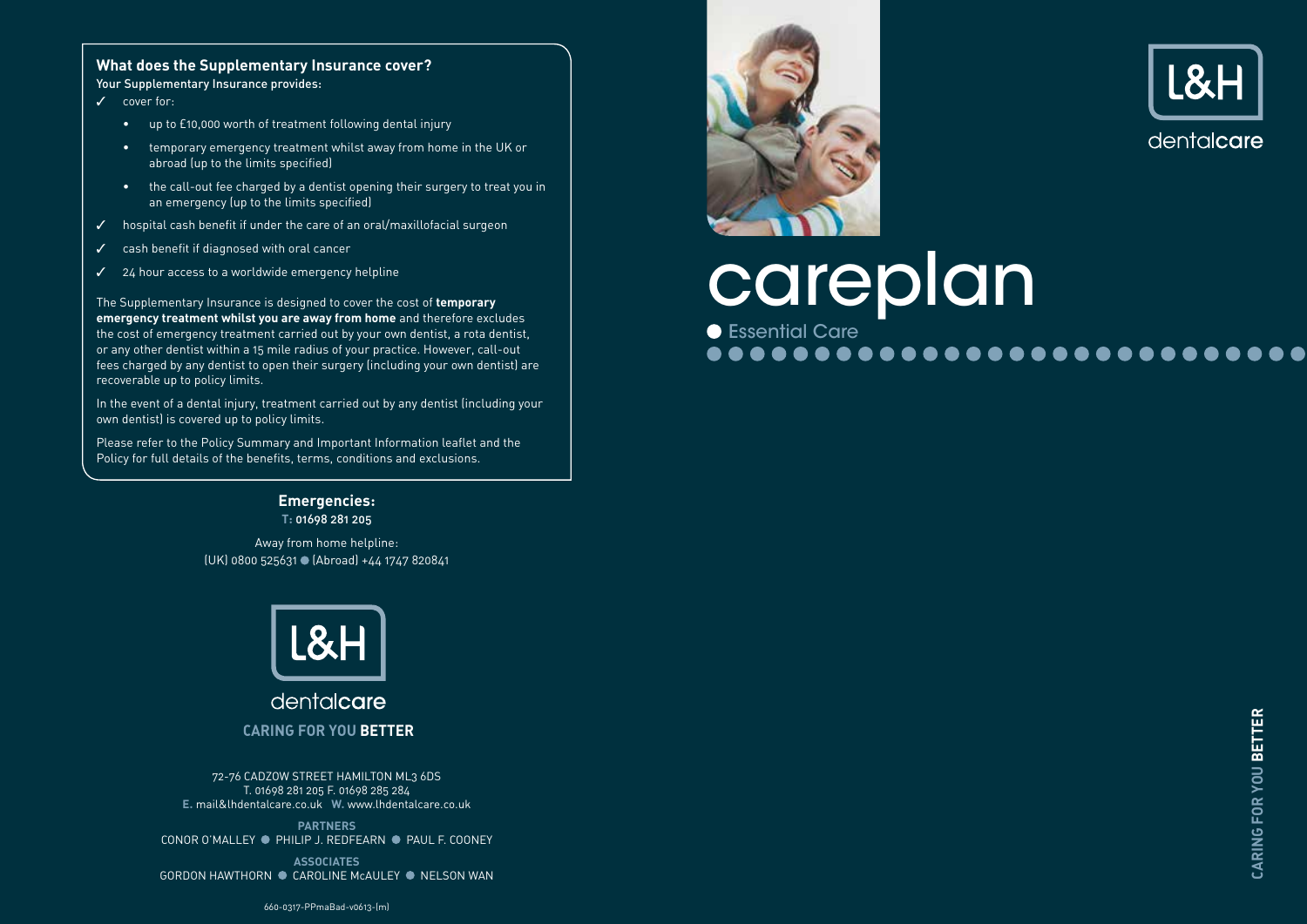### What does the Supplementary Insurance cover?

Your Supplementary Insurance provides:

✓ cover for:

- up to £10,000 worth of treatment following dental injury
- temporary emergency treatment whilst away from home in the UK or abroad (up to the limits specified)
- the call-out fee charged by a dentist opening their surgery to treat you in an emergency (up to the limits specified)

✓ hospital cash benefit if under the care of an oral/maxillofacial surgeon

✓ cash benefit if diagnosed with oral cancer

✓ 24 hour access to a worldwide emergency helpline

The Supplementary Insurance is designed to cover the cost of **temporary emergency treatment whilst you are away from home** and therefore excludes the cost of emergency treatment carried out by your own dentist, a rota dentist, or any other dentist within a 15 mile radius of your practice. However, call-out fees charged by any dentist to open their surgery (including your own dentist) are recoverable up to policy limits.

In the event of a dental injury, treatment carried out by any dentist (including your own dentist) is covered up to policy limits.

Please refer to the Policy Summary and Important Information leaflet and the Policy for full details of the benefits, terms, conditions and exclusions.

**Emergencies:**
T: 01698 281 205

Away from home helpline:
(UK) 0800 525631 ● (Abroad) +44 1747 820841

L&H dentalcare

CARING FOR YOU **BETTER**

72-76 CADZOW STREET HAMILTON ML3 6DS
T. 01698 281 205 F. 01698 285 284
E. mail&lhdentalcare.co.uk W. www.lhdentalcare.co.uk

PARTNERS
CONOR O'MALLEY ● PHILIP J. REDFEARN ● PAUL F. COONEY

ASSOCIATES
GORDON HAWTHORN ● CAROLINE McAULEY ● NELSON WAN

660-0317-PPmaBad-v0613-(m)

L&H dentalcare

# careplan

● Essential Care

CARING FOR YOU **BETTER**